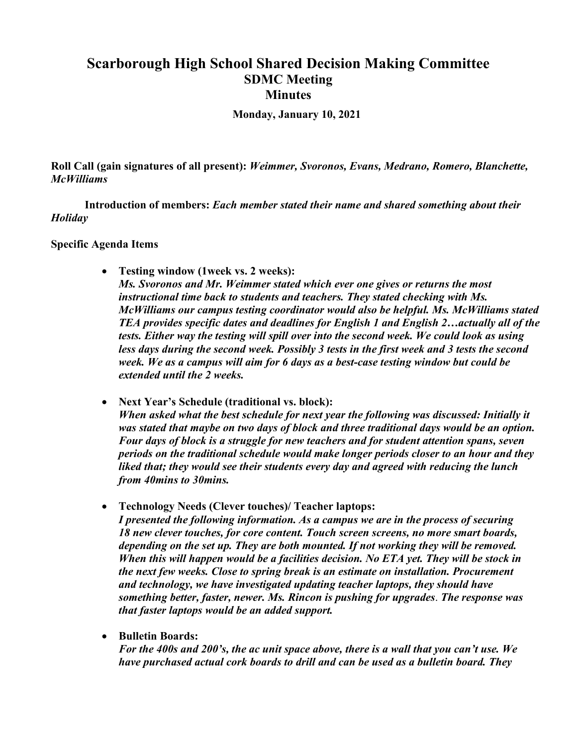# Scarborough High School Shared Decision Making Committee
## SDMC Meeting
## Minutes

**Monday, January 10, 2021**

**Roll Call (gain signatures of all present):** ***Weimmer, Svoronos, Evans, Medrano, Romero, Blanchette, McWilliams***

**Introduction of members:** ***Each member stated their name and shared something about their Holiday***

**Specific Agenda Items**

- **Testing window (1week vs. 2 weeks):**
  ***Ms. Svoronos and Mr. Weimmer stated which ever one gives or returns the most instructional time back to students and teachers. They stated checking with Ms. McWilliams our campus testing coordinator would also be helpful. Ms. McWilliams stated TEA provides specific dates and deadlines for English 1 and English 2…actually all of the tests. Either way the testing will spill over into the second week. We could look as using less days during the second week. Possibly 3 tests in the first week and 3 tests the second week. We as a campus will aim for 6 days as a best-case testing window but could be extended until the 2 weeks.***

- **Next Year's Schedule (traditional vs. block):**
  ***When asked what the best schedule for next year the following was discussed: Initially it was stated that maybe on two days of block and three traditional days would be an option. Four days of block is a struggle for new teachers and for student attention spans, seven periods on the traditional schedule would make longer periods closer to an hour and they liked that; they would see their students every day and agreed with reducing the lunch from 40mins to 30mins.***

- **Technology Needs (Clever touches)/ Teacher laptops:**
  ***I presented the following information. As a campus we are in the process of securing 18 new clever touches, for core content. Touch screen screens, no more smart boards, depending on the set up. They are both mounted. If not working they will be removed. When this will happen would be a facilities decision. No ETA yet. They will be stock in the next few weeks. Close to spring break is an estimate on installation. Procurement and technology, we have investigated updating teacher laptops, they should have something better, faster, newer. Ms. Rincon is pushing for upgrades. The response was that faster laptops would be an added support.***

- **Bulletin Boards:**
  ***For the 400s and 200's, the ac unit space above, there is a wall that you can't use. We have purchased actual cork boards to drill and can be used as a bulletin board. They***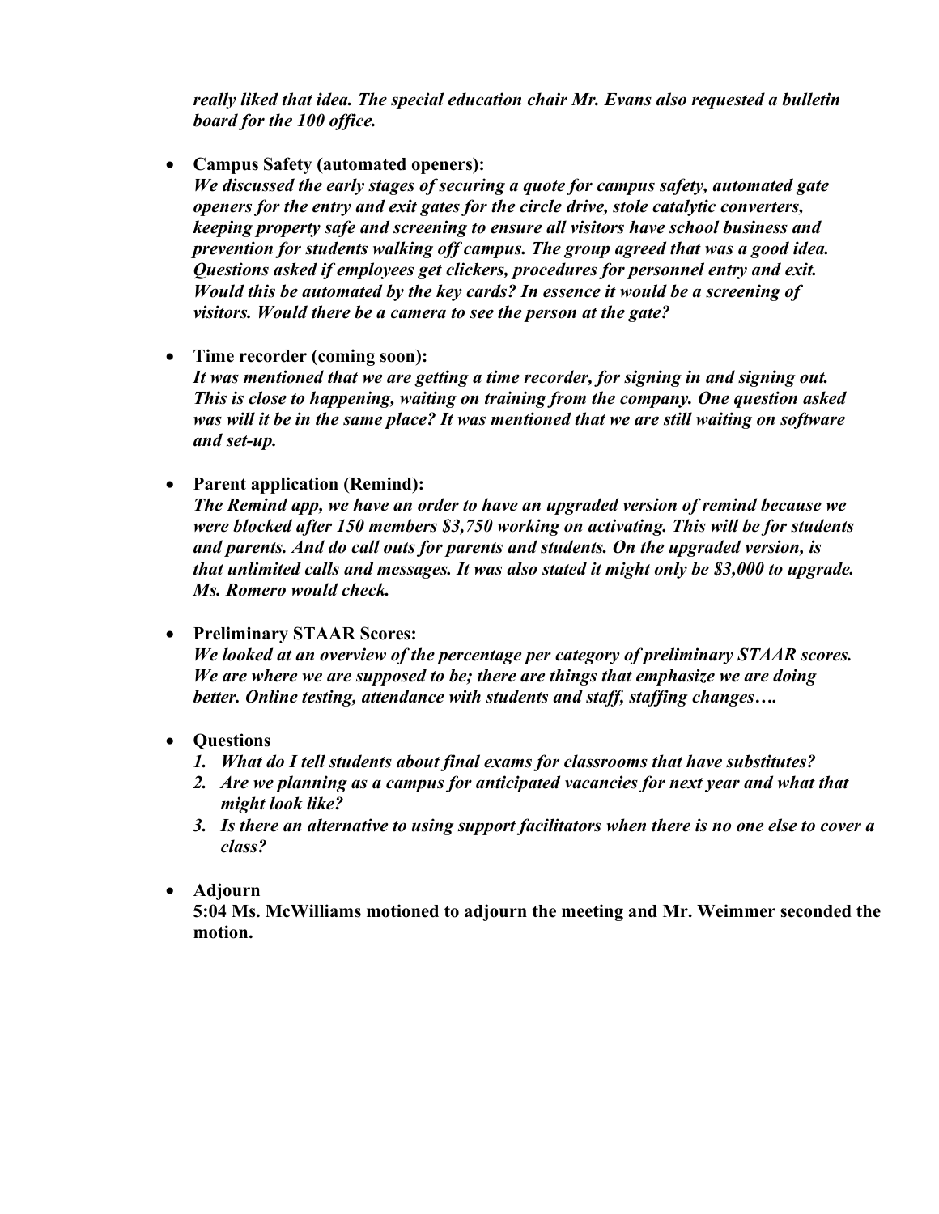***really liked that idea. The special education chair Mr. Evans also requested a bulletin board for the 100 office.***

- **Campus Safety (automated openers):**
  ***We discussed the early stages of securing a quote for campus safety, automated gate openers for the entry and exit gates for the circle drive, stole catalytic converters, keeping property safe and screening to ensure all visitors have school business and prevention for students walking off campus. The group agreed that was a good idea. Questions asked if employees get clickers, procedures for personnel entry and exit. Would this be automated by the key cards? In essence it would be a screening of visitors. Would there be a camera to see the person at the gate?***

- **Time recorder (coming soon):**
  ***It was mentioned that we are getting a time recorder, for signing in and signing out. This is close to happening, waiting on training from the company. One question asked was will it be in the same place? It was mentioned that we are still waiting on software and set-up.***

- **Parent application (Remind):**
  ***The Remind app, we have an order to have an upgraded version of remind because we were blocked after 150 members $3,750 working on activating. This will be for students and parents. And do call outs for parents and students. On the upgraded version, is that unlimited calls and messages. It was also stated it might only be $3,000 to upgrade. Ms. Romero would check.***

- **Preliminary STAAR Scores:**
  ***We looked at an overview of the percentage per category of preliminary STAAR scores. We are where we are supposed to be; there are things that emphasize we are doing better. Online testing, attendance with students and staff, staffing changes….***

- **Questions**
  1. ***What do I tell students about final exams for classrooms that have substitutes?***
  2. ***Are we planning as a campus for anticipated vacancies for next year and what that might look like?***
  3. ***Is there an alternative to using support facilitators when there is no one else to cover a class?***

- **Adjourn**
  **5:04 Ms. McWilliams motioned to adjourn the meeting and Mr. Weimmer seconded the motion.**